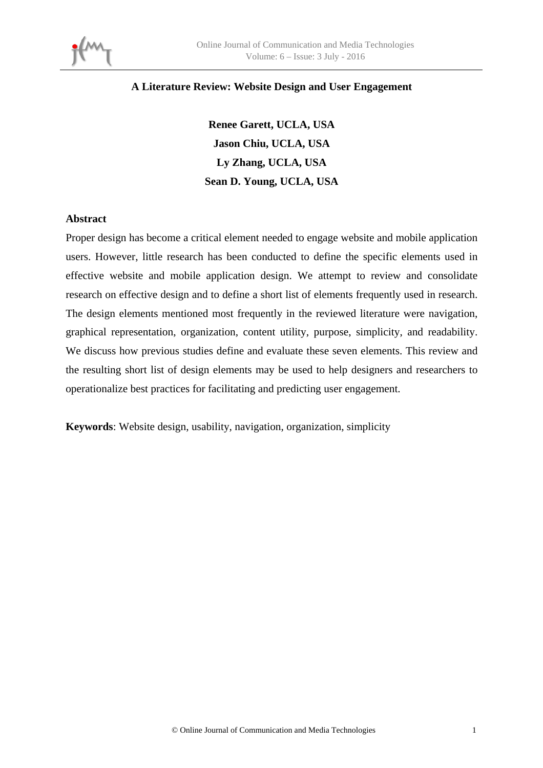# A Literature Review: Website Design and User Engagement

**Renee Garett, UCLA, USA**
**Jason Chiu, UCLA, USA**
**Ly Zhang, UCLA, USA**
**Sean D. Young, UCLA, USA**

## Abstract

Proper design has become a critical element needed to engage website and mobile application users. However, little research has been conducted to define the specific elements used in effective website and mobile application design. We attempt to review and consolidate research on effective design and to define a short list of elements frequently used in research. The design elements mentioned most frequently in the reviewed literature were navigation, graphical representation, organization, content utility, purpose, simplicity, and readability. We discuss how previous studies define and evaluate these seven elements. This review and the resulting short list of design elements may be used to help designers and researchers to operationalize best practices for facilitating and predicting user engagement.

**Keywords**: Website design, usability, navigation, organization, simplicity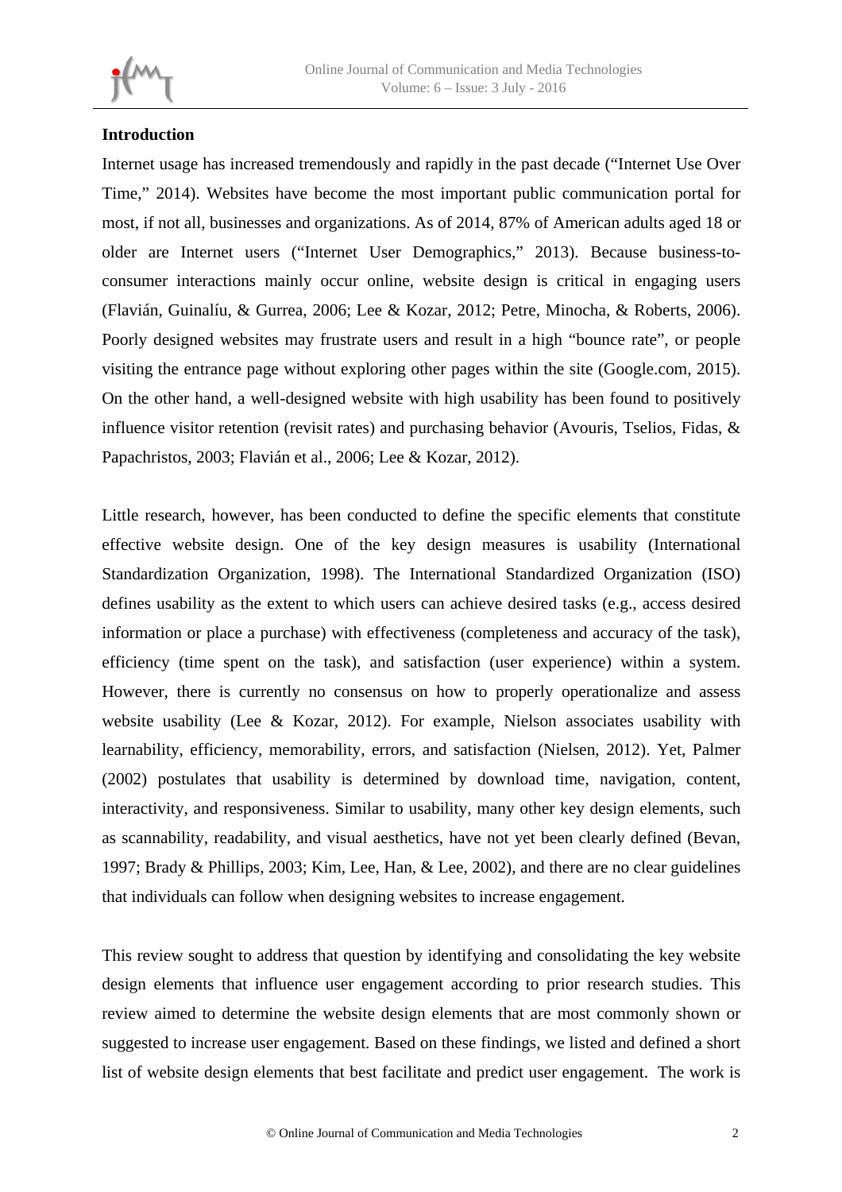## Introduction

Internet usage has increased tremendously and rapidly in the past decade ("Internet Use Over Time," 2014). Websites have become the most important public communication portal for most, if not all, businesses and organizations. As of 2014, 87% of American adults aged 18 or older are Internet users ("Internet User Demographics," 2013). Because business-to-consumer interactions mainly occur online, website design is critical in engaging users (Flavián, Guinalíu, & Gurrea, 2006; Lee & Kozar, 2012; Petre, Minocha, & Roberts, 2006). Poorly designed websites may frustrate users and result in a high "bounce rate", or people visiting the entrance page without exploring other pages within the site (Google.com, 2015). On the other hand, a well-designed website with high usability has been found to positively influence visitor retention (revisit rates) and purchasing behavior (Avouris, Tselios, Fidas, & Papachristos, 2003; Flavián et al., 2006; Lee & Kozar, 2012).

Little research, however, has been conducted to define the specific elements that constitute effective website design. One of the key design measures is usability (International Standardization Organization, 1998). The International Standardized Organization (ISO) defines usability as the extent to which users can achieve desired tasks (e.g., access desired information or place a purchase) with effectiveness (completeness and accuracy of the task), efficiency (time spent on the task), and satisfaction (user experience) within a system. However, there is currently no consensus on how to properly operationalize and assess website usability (Lee & Kozar, 2012). For example, Nielson associates usability with learnability, efficiency, memorability, errors, and satisfaction (Nielsen, 2012). Yet, Palmer (2002) postulates that usability is determined by download time, navigation, content, interactivity, and responsiveness. Similar to usability, many other key design elements, such as scannability, readability, and visual aesthetics, have not yet been clearly defined (Bevan, 1997; Brady & Phillips, 2003; Kim, Lee, Han, & Lee, 2002), and there are no clear guidelines that individuals can follow when designing websites to increase engagement.

This review sought to address that question by identifying and consolidating the key website design elements that influence user engagement according to prior research studies. This review aimed to determine the website design elements that are most commonly shown or suggested to increase user engagement. Based on these findings, we listed and defined a short list of website design elements that best facilitate and predict user engagement. The work is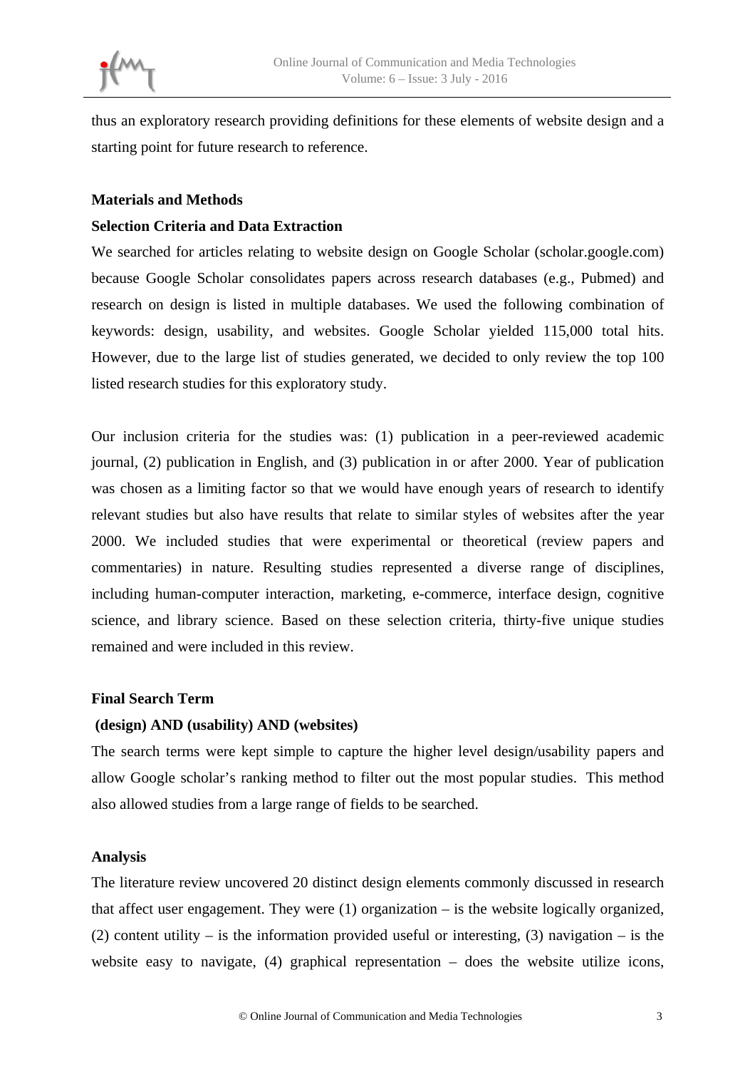thus an exploratory research providing definitions for these elements of website design and a starting point for future research to reference.

## Materials and Methods

### Selection Criteria and Data Extraction

We searched for articles relating to website design on Google Scholar (scholar.google.com) because Google Scholar consolidates papers across research databases (e.g., Pubmed) and research on design is listed in multiple databases. We used the following combination of keywords: design, usability, and websites. Google Scholar yielded 115,000 total hits. However, due to the large list of studies generated, we decided to only review the top 100 listed research studies for this exploratory study.

Our inclusion criteria for the studies was: (1) publication in a peer-reviewed academic journal, (2) publication in English, and (3) publication in or after 2000. Year of publication was chosen as a limiting factor so that we would have enough years of research to identify relevant studies but also have results that relate to similar styles of websites after the year 2000. We included studies that were experimental or theoretical (review papers and commentaries) in nature. Resulting studies represented a diverse range of disciplines, including human-computer interaction, marketing, e-commerce, interface design, cognitive science, and library science. Based on these selection criteria, thirty-five unique studies remained and were included in this review.

### Final Search Term

**(design) AND (usability) AND (websites)**

The search terms were kept simple to capture the higher level design/usability papers and allow Google scholar's ranking method to filter out the most popular studies. This method also allowed studies from a large range of fields to be searched.

### Analysis

The literature review uncovered 20 distinct design elements commonly discussed in research that affect user engagement. They were (1) organization – is the website logically organized, (2) content utility – is the information provided useful or interesting, (3) navigation – is the website easy to navigate, (4) graphical representation – does the website utilize icons,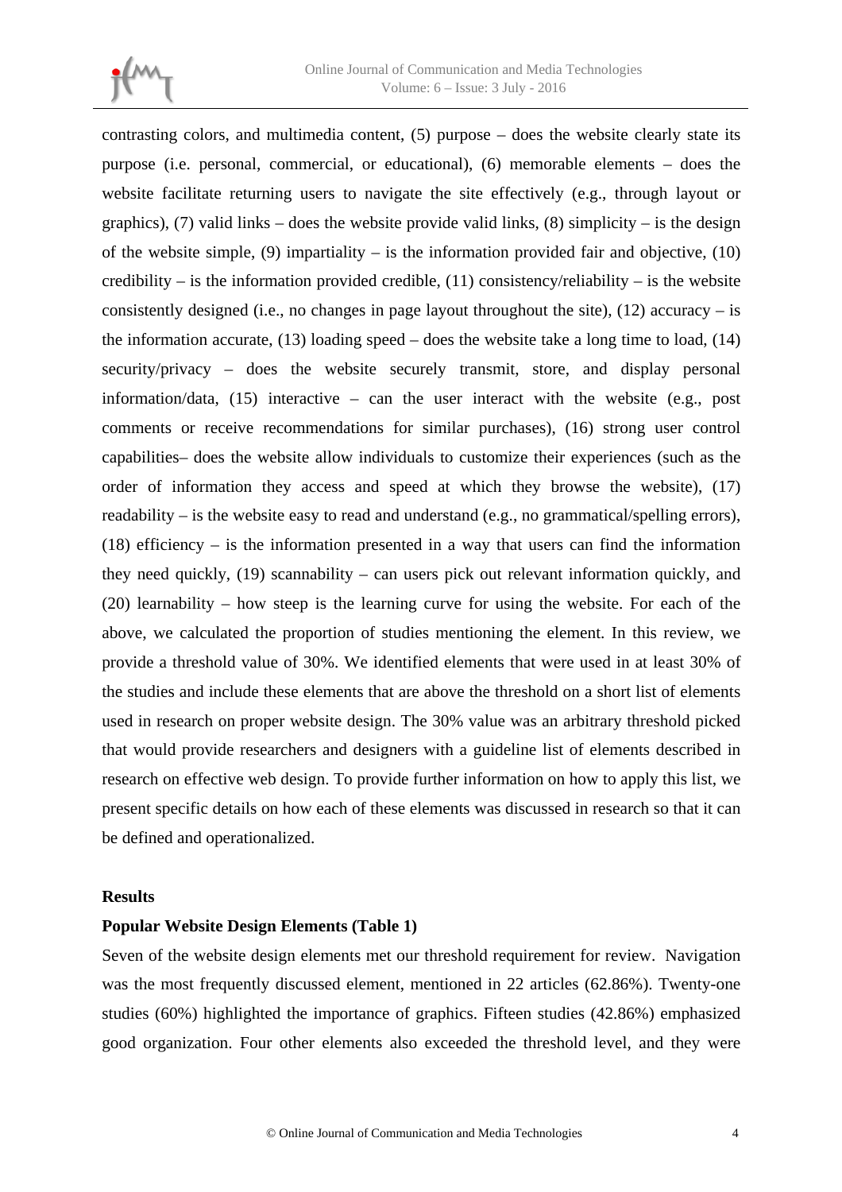contrasting colors, and multimedia content, (5) purpose – does the website clearly state its purpose (i.e. personal, commercial, or educational), (6) memorable elements – does the website facilitate returning users to navigate the site effectively (e.g., through layout or graphics), (7) valid links – does the website provide valid links, (8) simplicity – is the design of the website simple, (9) impartiality – is the information provided fair and objective, (10) credibility – is the information provided credible, (11) consistency/reliability – is the website consistently designed (i.e., no changes in page layout throughout the site), (12) accuracy – is the information accurate, (13) loading speed – does the website take a long time to load, (14) security/privacy – does the website securely transmit, store, and display personal information/data, (15) interactive – can the user interact with the website (e.g., post comments or receive recommendations for similar purchases), (16) strong user control capabilities– does the website allow individuals to customize their experiences (such as the order of information they access and speed at which they browse the website), (17) readability – is the website easy to read and understand (e.g., no grammatical/spelling errors), (18) efficiency – is the information presented in a way that users can find the information they need quickly, (19) scannability – can users pick out relevant information quickly, and (20) learnability – how steep is the learning curve for using the website. For each of the above, we calculated the proportion of studies mentioning the element. In this review, we provide a threshold value of 30%. We identified elements that were used in at least 30% of the studies and include these elements that are above the threshold on a short list of elements used in research on proper website design. The 30% value was an arbitrary threshold picked that would provide researchers and designers with a guideline list of elements described in research on effective web design. To provide further information on how to apply this list, we present specific details on how each of these elements was discussed in research so that it can be defined and operationalized.

## Results

### Popular Website Design Elements (Table 1)

Seven of the website design elements met our threshold requirement for review. Navigation was the most frequently discussed element, mentioned in 22 articles (62.86%). Twenty-one studies (60%) highlighted the importance of graphics. Fifteen studies (42.86%) emphasized good organization. Four other elements also exceeded the threshold level, and they were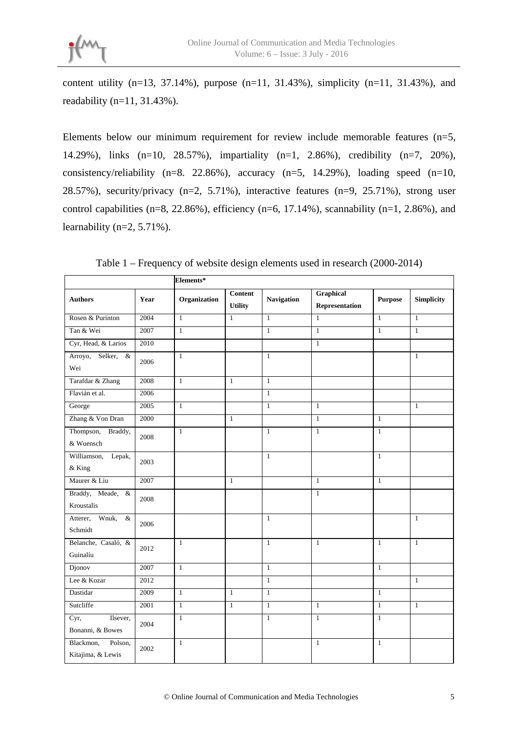content utility (n=13, 37.14%), purpose (n=11, 31.43%), simplicity (n=11, 31.43%), and readability (n=11, 31.43%).

Elements below our minimum requirement for review include memorable features (n=5, 14.29%), links (n=10, 28.57%), impartiality (n=1, 2.86%), credibility (n=7, 20%), consistency/reliability (n=8. 22.86%), accuracy (n=5, 14.29%), loading speed (n=10, 28.57%), security/privacy (n=2, 5.71%), interactive features (n=9, 25.71%), strong user control capabilities (n=8, 22.86%), efficiency (n=6, 17.14%), scannability (n=1, 2.86%), and learnability (n=2, 5.71%).

Table 1 – Frequency of website design elements used in research (2000-2014)

| | | **Elements*** | | | | | |
|---|---|---|---|---|---|---|---|
| **Authors** | **Year** | **Organization** | **Content Utility** | **Navigation** | **Graphical Representation** | **Purpose** | **Simplicity** |
| Rosen & Purinton | 2004 | 1 | 1 | 1 | 1 | 1 | 1 |
| Tan & Wei | 2007 | 1 | | 1 | 1 | 1 | 1 |
| Cyr, Head, & Larios | 2010 | | | | 1 | | |
| Arroyo, Selker, & Wei | 2006 | 1 | | 1 | | | 1 |
| Tarafdar & Zhang | 2008 | 1 | 1 | 1 | | | |
| Flavián et al. | 2006 | | | 1 | | | |
| George | 2005 | 1 | | 1 | 1 | | 1 |
| Zhang & Von Dran | 2000 | | 1 | | 1 | 1 | |
| Thompson, Braddy, & Wuensch | 2008 | 1 | | 1 | 1 | 1 | |
| Williamson, Lepak, & King | 2003 | | | 1 | | 1 | |
| Maurer & Liu | 2007 | | 1 | | 1 | 1 | |
| Braddy, Meade, & Kroustalis | 2008 | | | | 1 | | |
| Atterer, Wnuk, & Schmidt | 2006 | | | 1 | | | 1 |
| Belanche, Casaló, & Guinalíu | 2012 | 1 | | 1 | 1 | 1 | 1 |
| Djonov | 2007 | 1 | | 1 | | 1 | |
| Lee & Kozar | 2012 | | | 1 | | | 1 |
| Dastidar | 2009 | 1 | 1 | 1 | | 1 | |
| Sutcliffe | 2001 | 1 | 1 | 1 | 1 | 1 | 1 |
| Cyr, Ilsever, Bonanni, & Bowes | 2004 | 1 | | 1 | 1 | 1 | |
| Blackmon, Polson, Kitajima, & Lewis | 2002 | 1 | | | 1 | 1 | |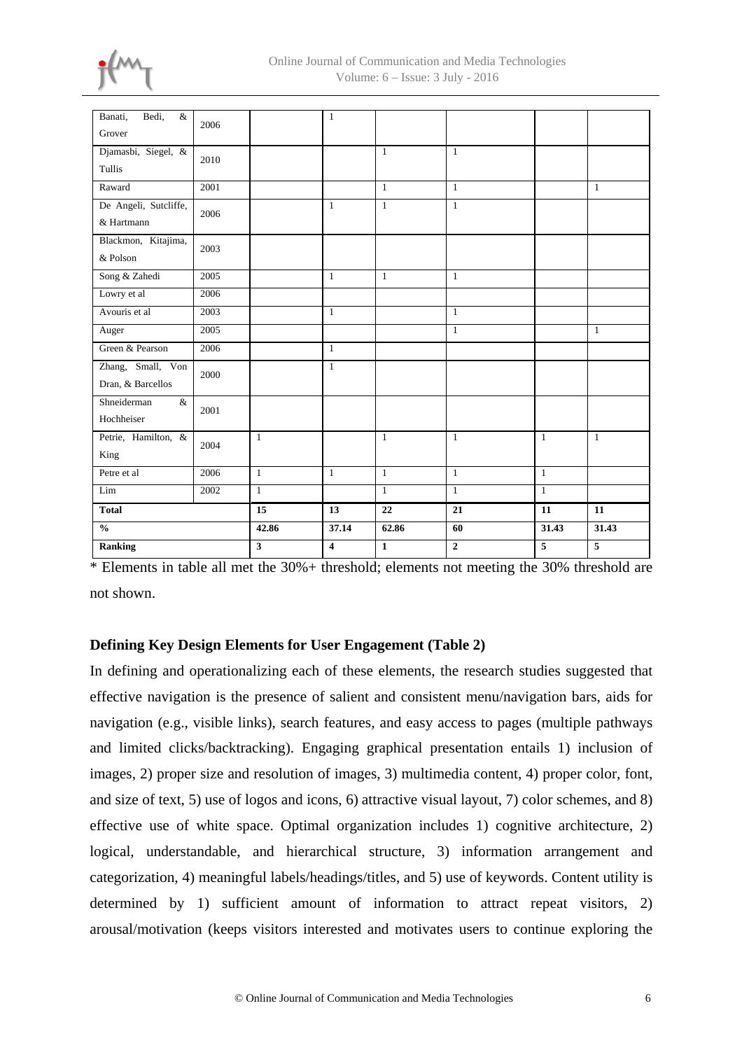| | | | | | | | |
|---|---|---|---|---|---|---|---|
| Banati, Bedi, & Grover | 2006 | | 1 | | | | |
| Djamasbi, Siegel, & Tullis | 2010 | | | 1 | 1 | | |
| Raward | 2001 | | | 1 | 1 | | 1 |
| De Angeli, Sutcliffe, & Hartmann | 2006 | | 1 | 1 | 1 | | |
| Blackmon, Kitajima, & Polson | 2003 | | | | | | |
| Song & Zahedi | 2005 | | 1 | 1 | 1 | | |
| Lowry et al | 2006 | | | | | | |
| Avouris et al | 2003 | | 1 | | 1 | | |
| Auger | 2005 | | | | 1 | | 1 |
| Green & Pearson | 2006 | | 1 | | | | |
| Zhang, Small, Von Dran, & Barcellos | 2000 | | 1 | | | | |
| Shneiderman & Hochheiser | 2001 | | | | | | |
| Petrie, Hamilton, & King | 2004 | 1 | | 1 | 1 | 1 | 1 |
| Petre et al | 2006 | 1 | 1 | 1 | 1 | 1 | |
| Lim | 2002 | 1 | | 1 | 1 | 1 | |
| **Total** | | **15** | **13** | **22** | **21** | **11** | **11** |
| **%** | | **42.86** | **37.14** | **62.86** | **60** | **31.43** | **31.43** |
| **Ranking** | | **3** | **4** | **1** | **2** | **5** | **5** |

* Elements in table all met the 30%+ threshold; elements not meeting the 30% threshold are not shown.

### Defining Key Design Elements for User Engagement (Table 2)

In defining and operationalizing each of these elements, the research studies suggested that effective navigation is the presence of salient and consistent menu/navigation bars, aids for navigation (e.g., visible links), search features, and easy access to pages (multiple pathways and limited clicks/backtracking). Engaging graphical presentation entails 1) inclusion of images, 2) proper size and resolution of images, 3) multimedia content, 4) proper color, font, and size of text, 5) use of logos and icons, 6) attractive visual layout, 7) color schemes, and 8) effective use of white space. Optimal organization includes 1) cognitive architecture, 2) logical, understandable, and hierarchical structure, 3) information arrangement and categorization, 4) meaningful labels/headings/titles, and 5) use of keywords. Content utility is determined by 1) sufficient amount of information to attract repeat visitors, 2) arousal/motivation (keeps visitors interested and motivates users to continue exploring the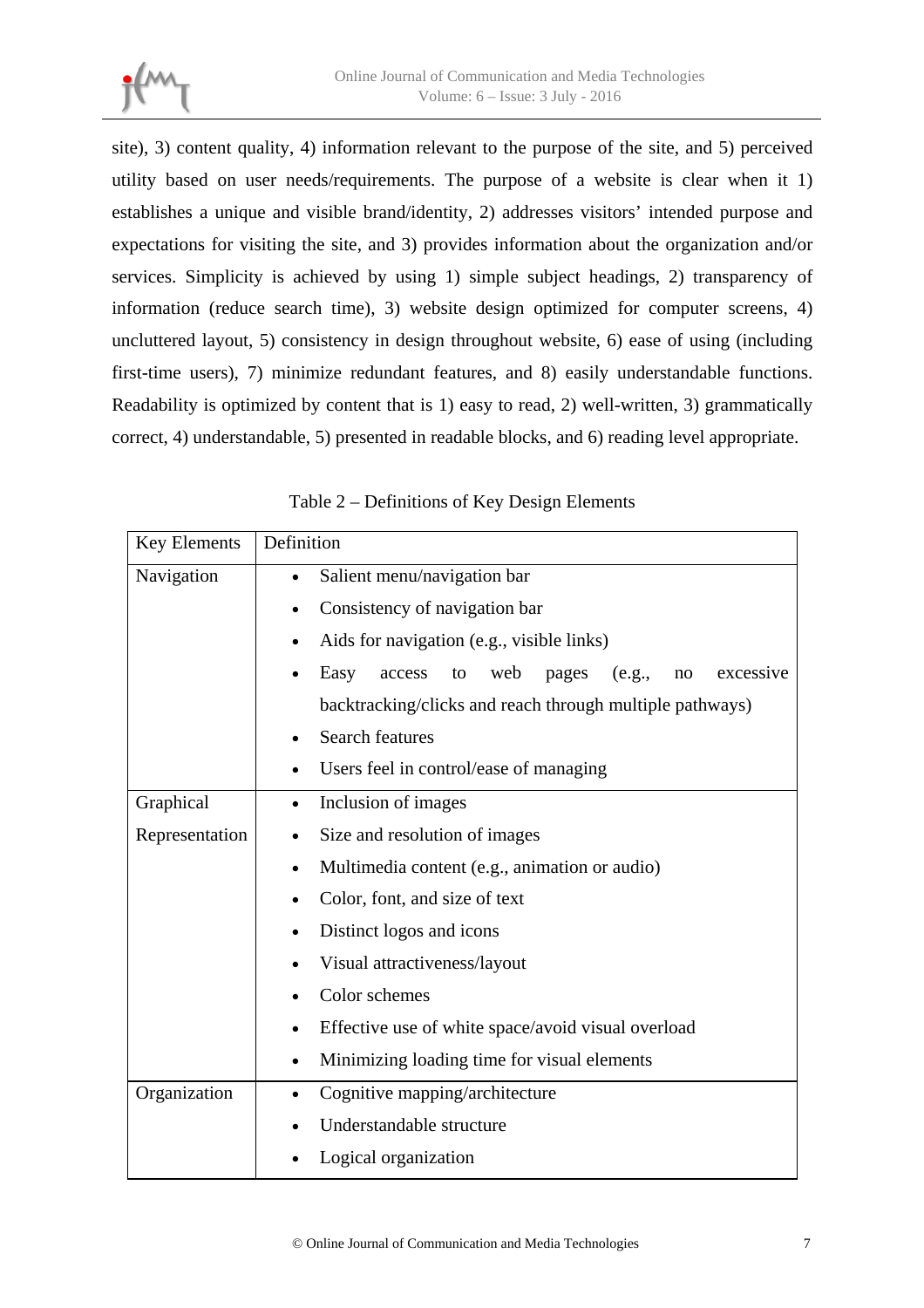site), 3) content quality, 4) information relevant to the purpose of the site, and 5) perceived utility based on user needs/requirements. The purpose of a website is clear when it 1) establishes a unique and visible brand/identity, 2) addresses visitors' intended purpose and expectations for visiting the site, and 3) provides information about the organization and/or services. Simplicity is achieved by using 1) simple subject headings, 2) transparency of information (reduce search time), 3) website design optimized for computer screens, 4) uncluttered layout, 5) consistency in design throughout website, 6) ease of using (including first-time users), 7) minimize redundant features, and 8) easily understandable functions. Readability is optimized by content that is 1) easy to read, 2) well-written, 3) grammatically correct, 4) understandable, 5) presented in readable blocks, and 6) reading level appropriate.

Table 2 – Definitions of Key Design Elements

| Key Elements | Definition |
|---|---|
| Navigation | • Salient menu/navigation bar<br>• Consistency of navigation bar<br>• Aids for navigation (e.g., visible links)<br>• Easy access to web pages (e.g., no excessive backtracking/clicks and reach through multiple pathways)<br>• Search features<br>• Users feel in control/ease of managing |
| Graphical Representation | • Inclusion of images<br>• Size and resolution of images<br>• Multimedia content (e.g., animation or audio)<br>• Color, font, and size of text<br>• Distinct logos and icons<br>• Visual attractiveness/layout<br>• Color schemes<br>• Effective use of white space/avoid visual overload<br>• Minimizing loading time for visual elements |
| Organization | • Cognitive mapping/architecture<br>• Understandable structure<br>• Logical organization |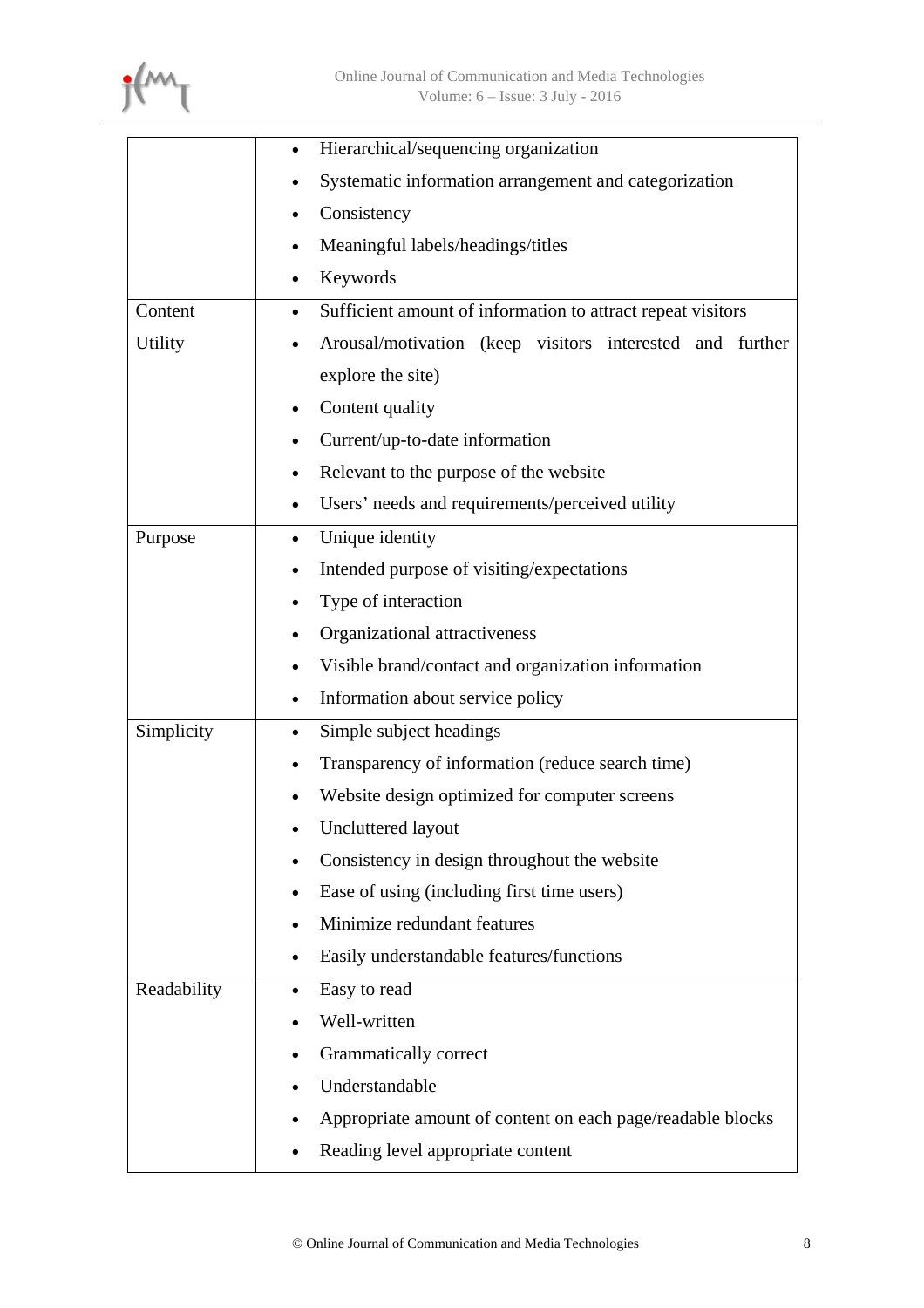| | |
|---|---|
| | • Hierarchical/sequencing organization<br>• Systematic information arrangement and categorization<br>• Consistency<br>• Meaningful labels/headings/titles<br>• Keywords |
| Content Utility | • Sufficient amount of information to attract repeat visitors<br>• Arousal/motivation (keep visitors interested and further explore the site)<br>• Content quality<br>• Current/up-to-date information<br>• Relevant to the purpose of the website<br>• Users' needs and requirements/perceived utility |
| Purpose | • Unique identity<br>• Intended purpose of visiting/expectations<br>• Type of interaction<br>• Organizational attractiveness<br>• Visible brand/contact and organization information<br>• Information about service policy |
| Simplicity | • Simple subject headings<br>• Transparency of information (reduce search time)<br>• Website design optimized for computer screens<br>• Uncluttered layout<br>• Consistency in design throughout the website<br>• Ease of using (including first time users)<br>• Minimize redundant features<br>• Easily understandable features/functions |
| Readability | • Easy to read<br>• Well-written<br>• Grammatically correct<br>• Understandable<br>• Appropriate amount of content on each page/readable blocks<br>• Reading level appropriate content |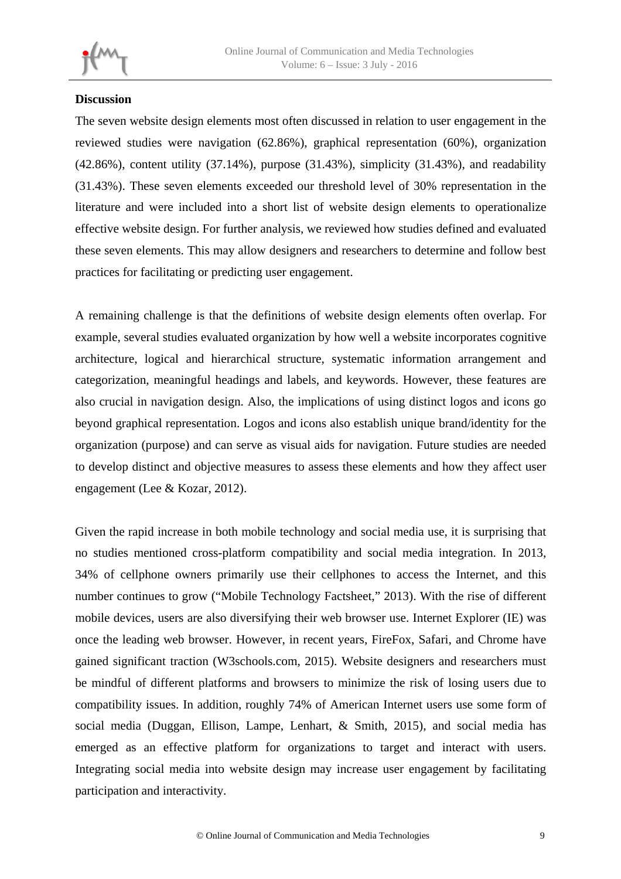**Discussion**

The seven website design elements most often discussed in relation to user engagement in the reviewed studies were navigation (62.86%), graphical representation (60%), organization (42.86%), content utility (37.14%), purpose (31.43%), simplicity (31.43%), and readability (31.43%). These seven elements exceeded our threshold level of 30% representation in the literature and were included into a short list of website design elements to operationalize effective website design. For further analysis, we reviewed how studies defined and evaluated these seven elements. This may allow designers and researchers to determine and follow best practices for facilitating or predicting user engagement.

A remaining challenge is that the definitions of website design elements often overlap. For example, several studies evaluated organization by how well a website incorporates cognitive architecture, logical and hierarchical structure, systematic information arrangement and categorization, meaningful headings and labels, and keywords. However, these features are also crucial in navigation design. Also, the implications of using distinct logos and icons go beyond graphical representation. Logos and icons also establish unique brand/identity for the organization (purpose) and can serve as visual aids for navigation. Future studies are needed to develop distinct and objective measures to assess these elements and how they affect user engagement (Lee & Kozar, 2012).

Given the rapid increase in both mobile technology and social media use, it is surprising that no studies mentioned cross-platform compatibility and social media integration. In 2013, 34% of cellphone owners primarily use their cellphones to access the Internet, and this number continues to grow ("Mobile Technology Factsheet," 2013). With the rise of different mobile devices, users are also diversifying their web browser use. Internet Explorer (IE) was once the leading web browser. However, in recent years, FireFox, Safari, and Chrome have gained significant traction (W3schools.com, 2015). Website designers and researchers must be mindful of different platforms and browsers to minimize the risk of losing users due to compatibility issues. In addition, roughly 74% of American Internet users use some form of social media (Duggan, Ellison, Lampe, Lenhart, & Smith, 2015), and social media has emerged as an effective platform for organizations to target and interact with users. Integrating social media into website design may increase user engagement by facilitating participation and interactivity.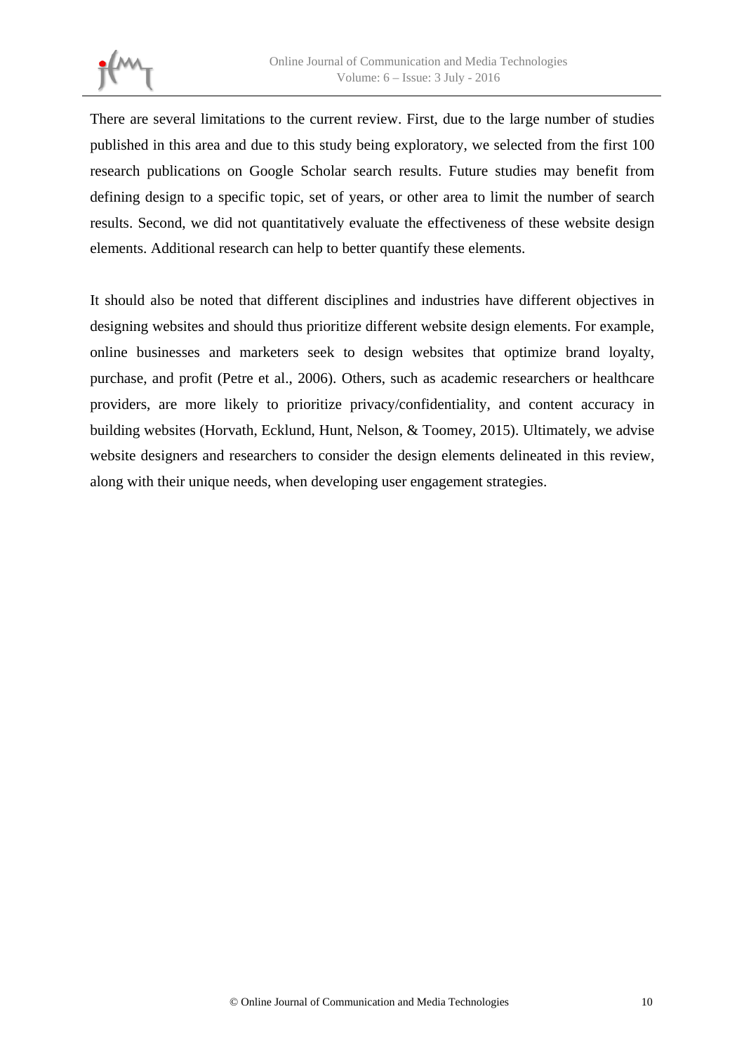There are several limitations to the current review. First, due to the large number of studies published in this area and due to this study being exploratory, we selected from the first 100 research publications on Google Scholar search results. Future studies may benefit from defining design to a specific topic, set of years, or other area to limit the number of search results. Second, we did not quantitatively evaluate the effectiveness of these website design elements. Additional research can help to better quantify these elements.

It should also be noted that different disciplines and industries have different objectives in designing websites and should thus prioritize different website design elements. For example, online businesses and marketers seek to design websites that optimize brand loyalty, purchase, and profit (Petre et al., 2006). Others, such as academic researchers or healthcare providers, are more likely to prioritize privacy/confidentiality, and content accuracy in building websites (Horvath, Ecklund, Hunt, Nelson, & Toomey, 2015). Ultimately, we advise website designers and researchers to consider the design elements delineated in this review, along with their unique needs, when developing user engagement strategies.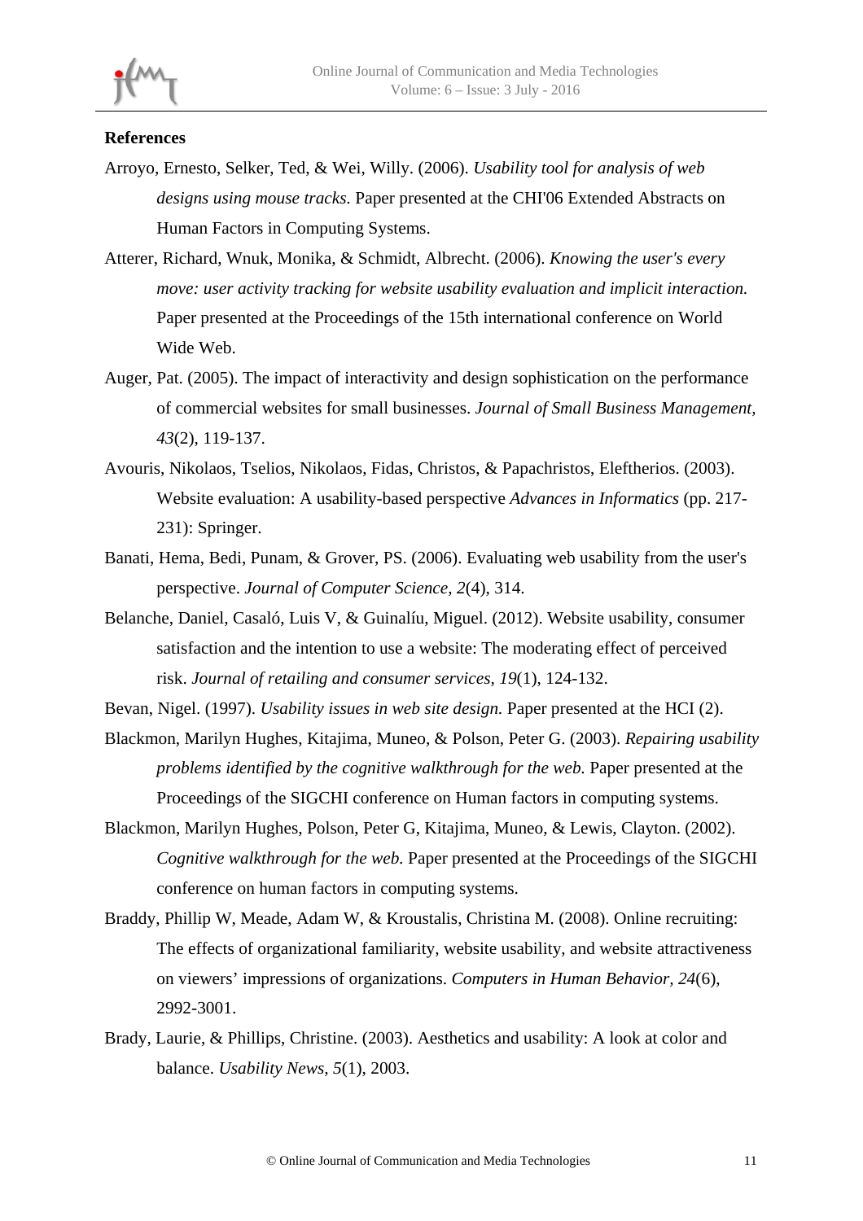**References**

Arroyo, Ernesto, Selker, Ted, & Wei, Willy. (2006). *Usability tool for analysis of web designs using mouse tracks.* Paper presented at the CHI'06 Extended Abstracts on Human Factors in Computing Systems.

Atterer, Richard, Wnuk, Monika, & Schmidt, Albrecht. (2006). *Knowing the user's every move: user activity tracking for website usability evaluation and implicit interaction.* Paper presented at the Proceedings of the 15th international conference on World Wide Web.

Auger, Pat. (2005). The impact of interactivity and design sophistication on the performance of commercial websites for small businesses. *Journal of Small Business Management, 43*(2), 119-137.

Avouris, Nikolaos, Tselios, Nikolaos, Fidas, Christos, & Papachristos, Eleftherios. (2003). Website evaluation: A usability-based perspective *Advances in Informatics* (pp. 217-231): Springer.

Banati, Hema, Bedi, Punam, & Grover, PS. (2006). Evaluating web usability from the user's perspective. *Journal of Computer Science, 2*(4), 314.

Belanche, Daniel, Casaló, Luis V, & Guinalíu, Miguel. (2012). Website usability, consumer satisfaction and the intention to use a website: The moderating effect of perceived risk. *Journal of retailing and consumer services, 19*(1), 124-132.

Bevan, Nigel. (1997). *Usability issues in web site design.* Paper presented at the HCI (2).

Blackmon, Marilyn Hughes, Kitajima, Muneo, & Polson, Peter G. (2003). *Repairing usability problems identified by the cognitive walkthrough for the web.* Paper presented at the Proceedings of the SIGCHI conference on Human factors in computing systems.

Blackmon, Marilyn Hughes, Polson, Peter G, Kitajima, Muneo, & Lewis, Clayton. (2002). *Cognitive walkthrough for the web.* Paper presented at the Proceedings of the SIGCHI conference on human factors in computing systems.

Braddy, Phillip W, Meade, Adam W, & Kroustalis, Christina M. (2008). Online recruiting: The effects of organizational familiarity, website usability, and website attractiveness on viewers' impressions of organizations. *Computers in Human Behavior, 24*(6), 2992-3001.

Brady, Laurie, & Phillips, Christine. (2003). Aesthetics and usability: A look at color and balance. *Usability News, 5*(1), 2003.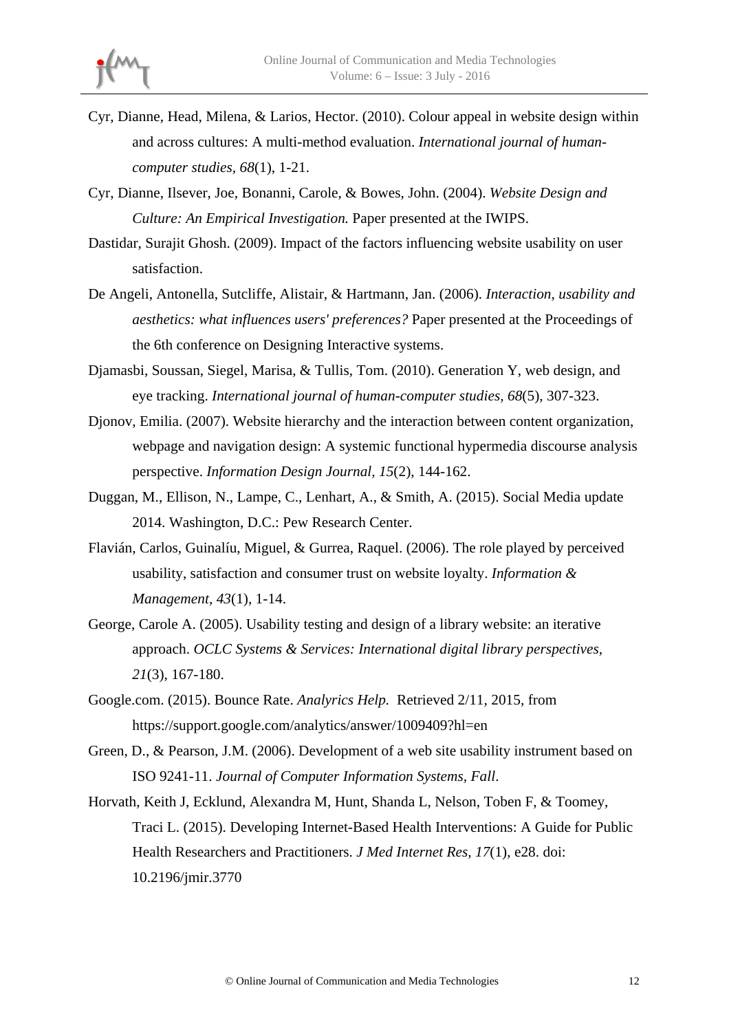Cyr, Dianne, Head, Milena, & Larios, Hector. (2010). Colour appeal in website design within and across cultures: A multi-method evaluation. *International journal of human-computer studies, 68*(1), 1-21.

Cyr, Dianne, Ilsever, Joe, Bonanni, Carole, & Bowes, John. (2004). *Website Design and Culture: An Empirical Investigation.* Paper presented at the IWIPS.

Dastidar, Surajit Ghosh. (2009). Impact of the factors influencing website usability on user satisfaction.

De Angeli, Antonella, Sutcliffe, Alistair, & Hartmann, Jan. (2006). *Interaction, usability and aesthetics: what influences users' preferences?* Paper presented at the Proceedings of the 6th conference on Designing Interactive systems.

Djamasbi, Soussan, Siegel, Marisa, & Tullis, Tom. (2010). Generation Y, web design, and eye tracking. *International journal of human-computer studies, 68*(5), 307-323.

Djonov, Emilia. (2007). Website hierarchy and the interaction between content organization, webpage and navigation design: A systemic functional hypermedia discourse analysis perspective. *Information Design Journal, 15*(2), 144-162.

Duggan, M., Ellison, N., Lampe, C., Lenhart, A., & Smith, A. (2015). Social Media update 2014. Washington, D.C.: Pew Research Center.

Flavián, Carlos, Guinalíu, Miguel, & Gurrea, Raquel. (2006). The role played by perceived usability, satisfaction and consumer trust on website loyalty. *Information & Management, 43*(1), 1-14.

George, Carole A. (2005). Usability testing and design of a library website: an iterative approach. *OCLC Systems & Services: International digital library perspectives, 21*(3), 167-180.

Google.com. (2015). Bounce Rate. *Analyrics Help.* Retrieved 2/11, 2015, from https://support.google.com/analytics/answer/1009409?hl=en

Green, D., & Pearson, J.M. (2006). Development of a web site usability instrument based on ISO 9241-11. *Journal of Computer Information Systems, Fall*.

Horvath, Keith J, Ecklund, Alexandra M, Hunt, Shanda L, Nelson, Toben F, & Toomey, Traci L. (2015). Developing Internet-Based Health Interventions: A Guide for Public Health Researchers and Practitioners. *J Med Internet Res, 17*(1), e28. doi: 10.2196/jmir.3770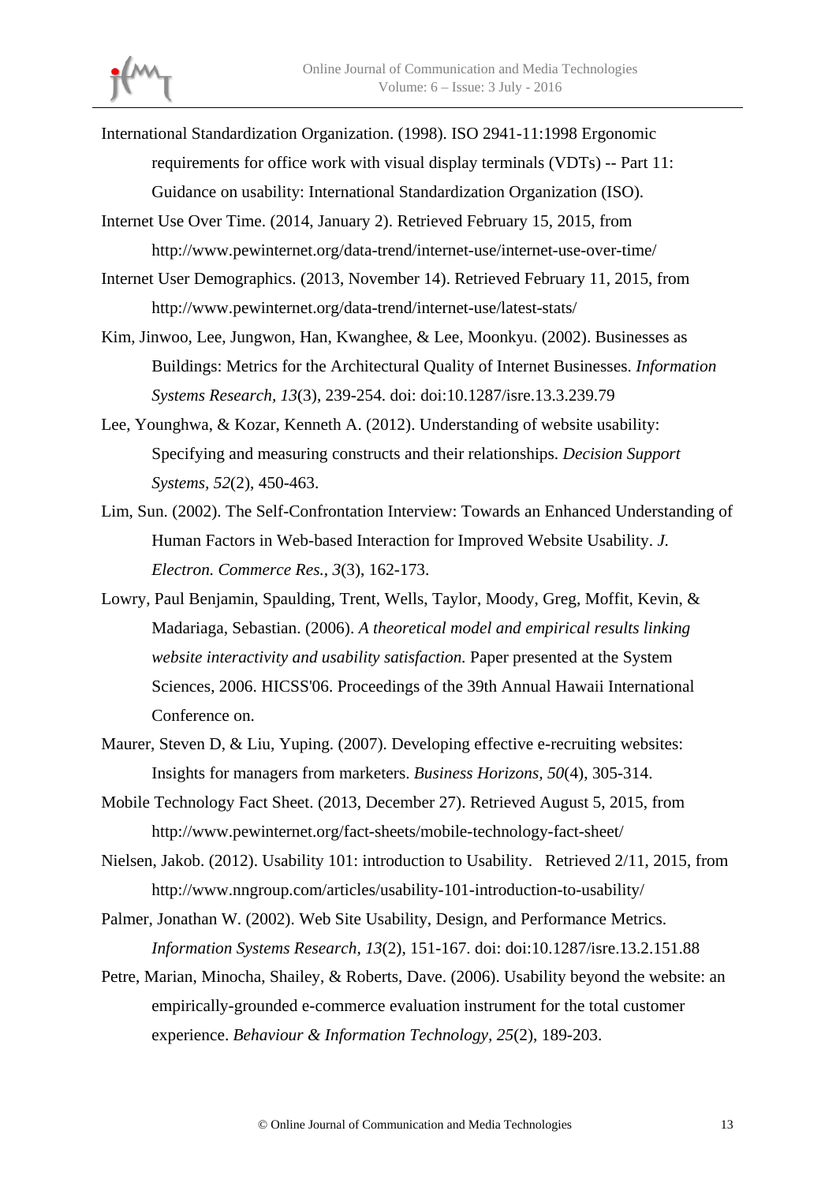International Standardization Organization. (1998). ISO 2941-11:1998 Ergonomic requirements for office work with visual display terminals (VDTs) -- Part 11: Guidance on usability: International Standardization Organization (ISO).

Internet Use Over Time. (2014, January 2). Retrieved February 15, 2015, from http://www.pewinternet.org/data-trend/internet-use/internet-use-over-time/

Internet User Demographics. (2013, November 14). Retrieved February 11, 2015, from http://www.pewinternet.org/data-trend/internet-use/latest-stats/

Kim, Jinwoo, Lee, Jungwon, Han, Kwanghee, & Lee, Moonkyu. (2002). Businesses as Buildings: Metrics for the Architectural Quality of Internet Businesses. *Information Systems Research, 13*(3), 239-254. doi: doi:10.1287/isre.13.3.239.79

Lee, Younghwa, & Kozar, Kenneth A. (2012). Understanding of website usability: Specifying and measuring constructs and their relationships. *Decision Support Systems, 52*(2), 450-463.

Lim, Sun. (2002). The Self-Confrontation Interview: Towards an Enhanced Understanding of Human Factors in Web-based Interaction for Improved Website Usability. *J. Electron. Commerce Res., 3*(3), 162-173.

Lowry, Paul Benjamin, Spaulding, Trent, Wells, Taylor, Moody, Greg, Moffit, Kevin, & Madariaga, Sebastian. (2006). *A theoretical model and empirical results linking website interactivity and usability satisfaction.* Paper presented at the System Sciences, 2006. HICSS'06. Proceedings of the 39th Annual Hawaii International Conference on.

Maurer, Steven D, & Liu, Yuping. (2007). Developing effective e-recruiting websites: Insights for managers from marketers. *Business Horizons, 50*(4), 305-314.

Mobile Technology Fact Sheet. (2013, December 27). Retrieved August 5, 2015, from http://www.pewinternet.org/fact-sheets/mobile-technology-fact-sheet/

Nielsen, Jakob. (2012). Usability 101: introduction to Usability. Retrieved 2/11, 2015, from http://www.nngroup.com/articles/usability-101-introduction-to-usability/

Palmer, Jonathan W. (2002). Web Site Usability, Design, and Performance Metrics. *Information Systems Research, 13*(2), 151-167. doi: doi:10.1287/isre.13.2.151.88

Petre, Marian, Minocha, Shailey, & Roberts, Dave. (2006). Usability beyond the website: an empirically-grounded e-commerce evaluation instrument for the total customer experience. *Behaviour & Information Technology, 25*(2), 189-203.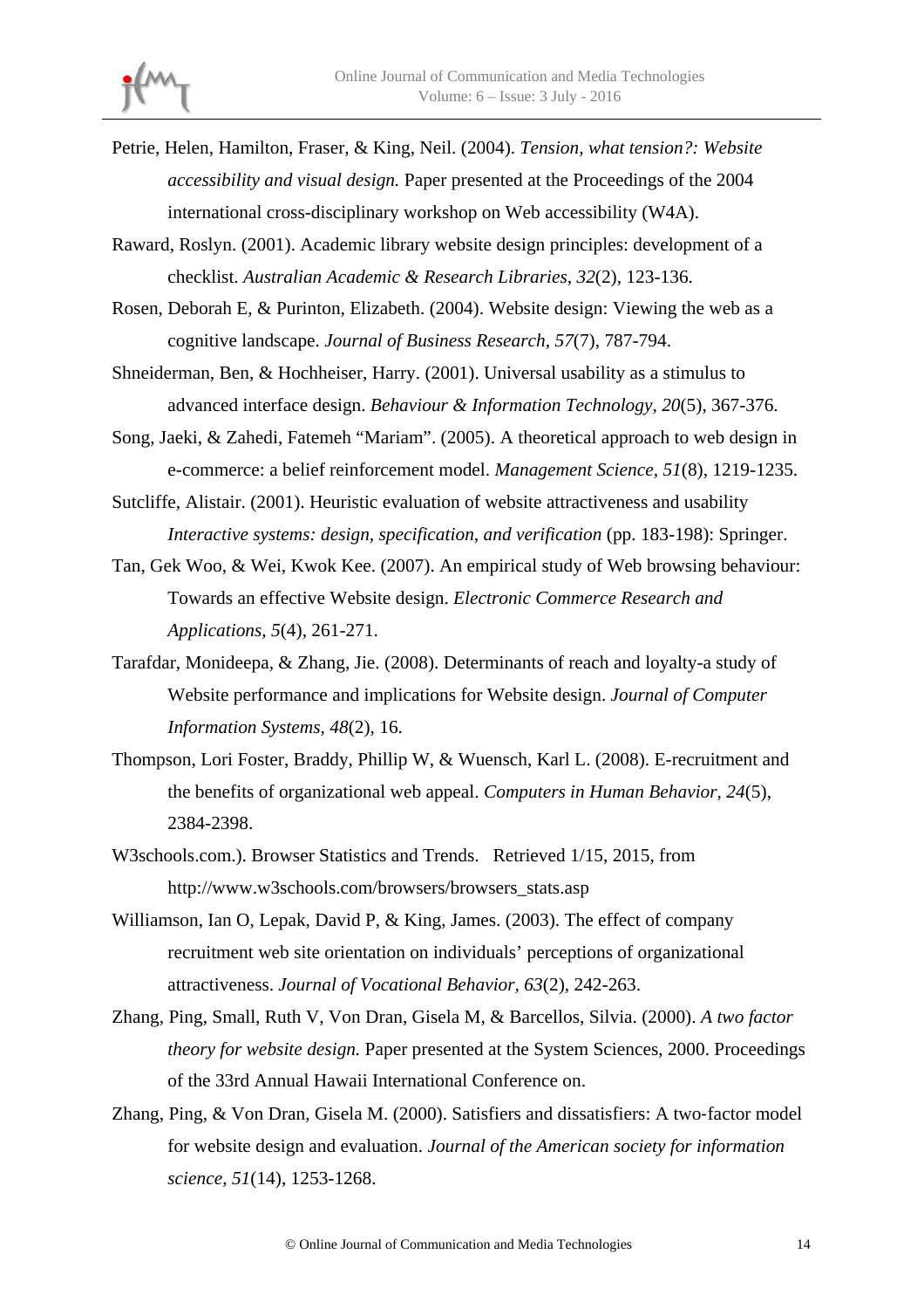Petrie, Helen, Hamilton, Fraser, & King, Neil. (2004). *Tension, what tension?: Website accessibility and visual design.* Paper presented at the Proceedings of the 2004 international cross-disciplinary workshop on Web accessibility (W4A).

Raward, Roslyn. (2001). Academic library website design principles: development of a checklist. *Australian Academic & Research Libraries, 32*(2), 123-136.

Rosen, Deborah E, & Purinton, Elizabeth. (2004). Website design: Viewing the web as a cognitive landscape. *Journal of Business Research, 57*(7), 787-794.

Shneiderman, Ben, & Hochheiser, Harry. (2001). Universal usability as a stimulus to advanced interface design. *Behaviour & Information Technology, 20*(5), 367-376.

Song, Jaeki, & Zahedi, Fatemeh "Mariam". (2005). A theoretical approach to web design in e-commerce: a belief reinforcement model. *Management Science, 51*(8), 1219-1235.

Sutcliffe, Alistair. (2001). Heuristic evaluation of website attractiveness and usability *Interactive systems: design, specification, and verification* (pp. 183-198): Springer.

Tan, Gek Woo, & Wei, Kwok Kee. (2007). An empirical study of Web browsing behaviour: Towards an effective Website design. *Electronic Commerce Research and Applications, 5*(4), 261-271.

Tarafdar, Monideepa, & Zhang, Jie. (2008). Determinants of reach and loyalty-a study of Website performance and implications for Website design. *Journal of Computer Information Systems, 48*(2), 16.

Thompson, Lori Foster, Braddy, Phillip W, & Wuensch, Karl L. (2008). E-recruitment and the benefits of organizational web appeal. *Computers in Human Behavior, 24*(5), 2384-2398.

W3schools.com.). Browser Statistics and Trends. Retrieved 1/15, 2015, from http://www.w3schools.com/browsers/browsers_stats.asp

Williamson, Ian O, Lepak, David P, & King, James. (2003). The effect of company recruitment web site orientation on individuals' perceptions of organizational attractiveness. *Journal of Vocational Behavior, 63*(2), 242-263.

Zhang, Ping, Small, Ruth V, Von Dran, Gisela M, & Barcellos, Silvia. (2000). *A two factor theory for website design.* Paper presented at the System Sciences, 2000. Proceedings of the 33rd Annual Hawaii International Conference on.

Zhang, Ping, & Von Dran, Gisela M. (2000). Satisfiers and dissatisfiers: A two-factor model for website design and evaluation. *Journal of the American society for information science, 51*(14), 1253-1268.